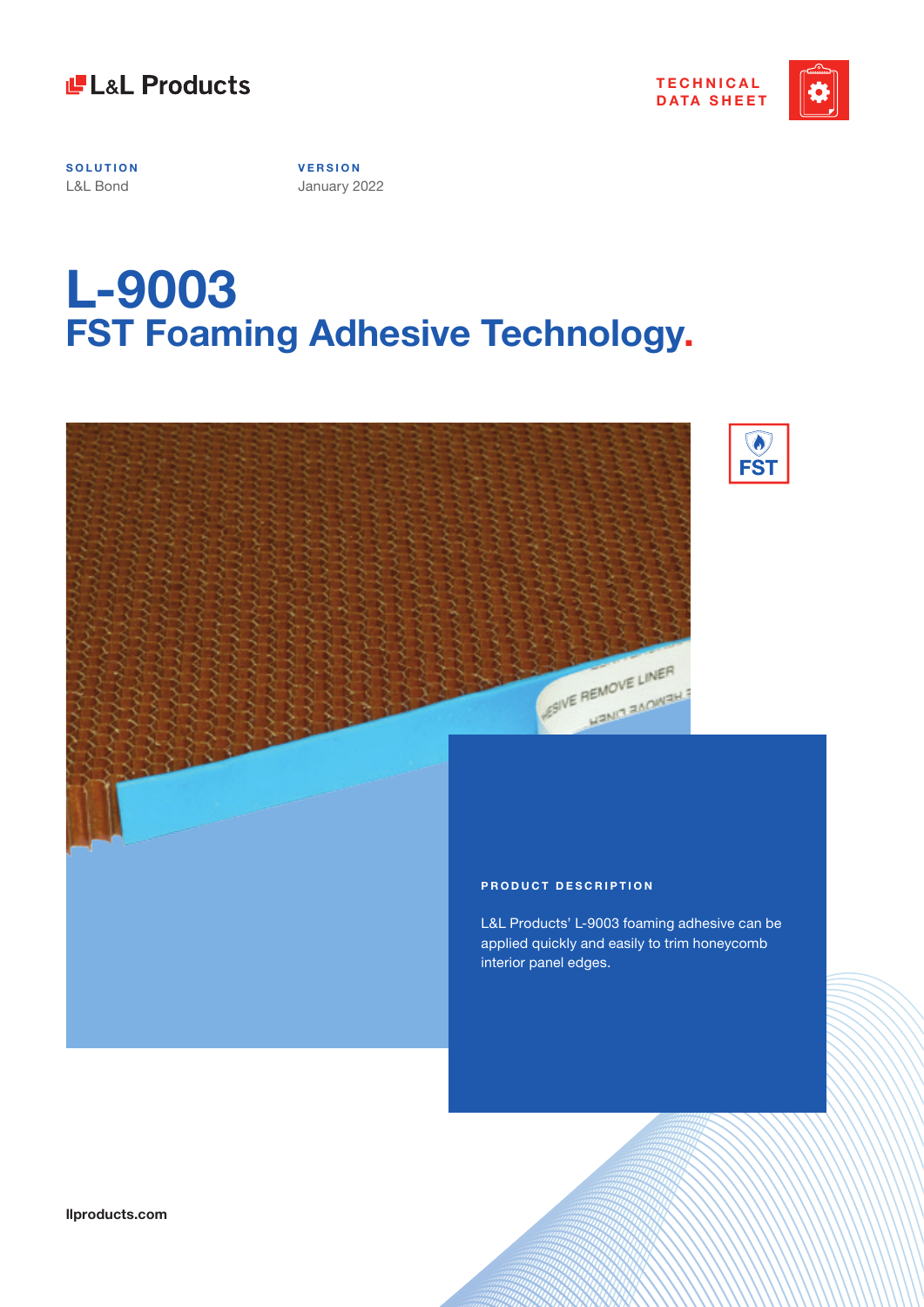L&L Products

TECHNICAL DATA SHEET

**SOLUTION**
L&L Bond

**VERSION**
January 2022

# L-9003
## FST Foaming Adhesive Technology.

FST

### PRODUCT DESCRIPTION

L&L Products' L-9003 foaming adhesive can be applied quickly and easily to trim honeycomb interior panel edges.

llproducts.com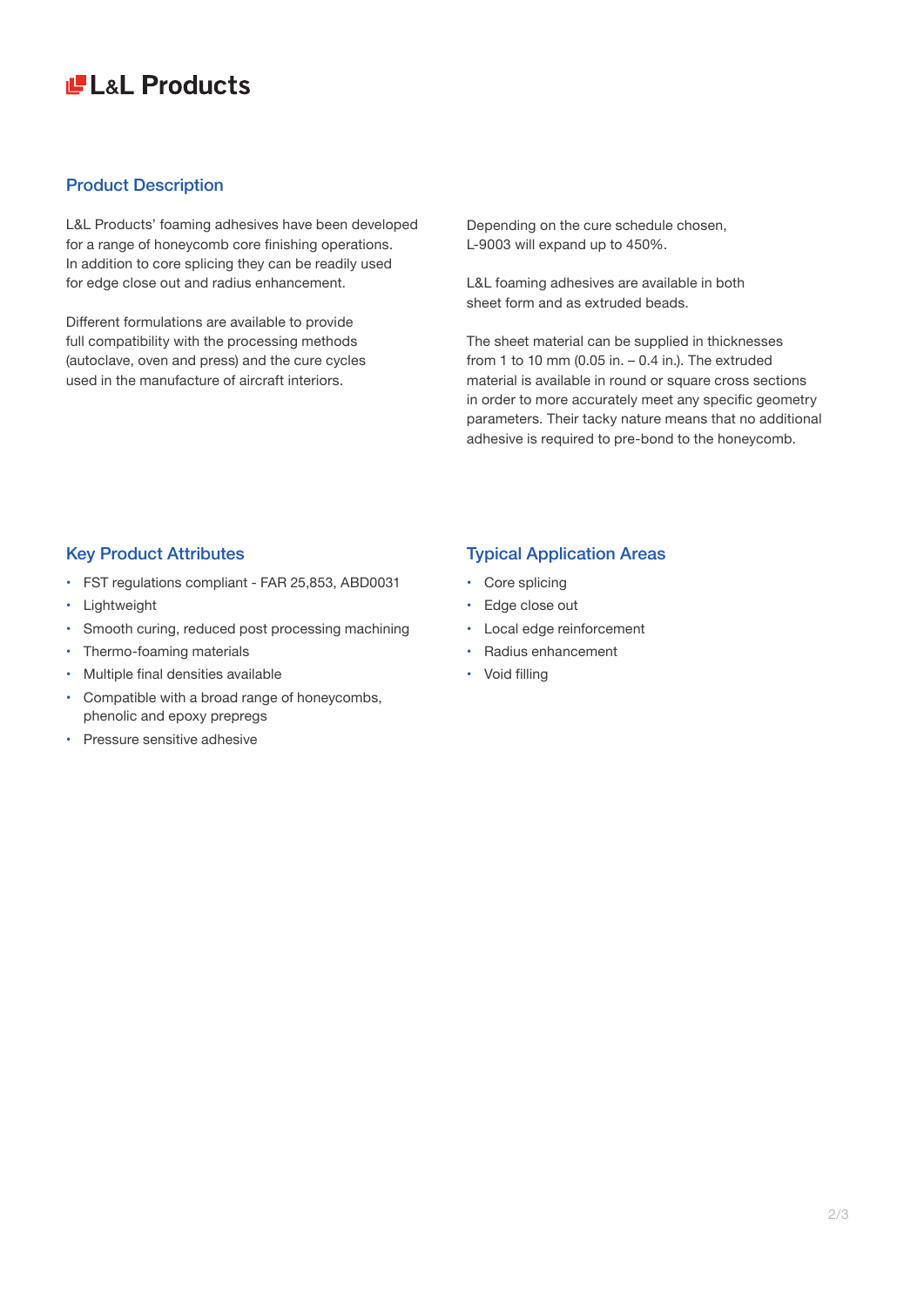L&L Products

## Product Description

L&L Products' foaming adhesives have been developed for a range of honeycomb core finishing operations. In addition to core splicing they can be readily used for edge close out and radius enhancement.

Different formulations are available to provide full compatibility with the processing methods (autoclave, oven and press) and the cure cycles used in the manufacture of aircraft interiors.

Depending on the cure schedule chosen, L-9003 will expand up to 450%.

L&L foaming adhesives are available in both sheet form and as extruded beads.

The sheet material can be supplied in thicknesses from 1 to 10 mm (0.05 in. – 0.4 in.). The extruded material is available in round or square cross sections in order to more accurately meet any specific geometry parameters. Their tacky nature means that no additional adhesive is required to pre-bond to the honeycomb.

## Key Product Attributes

- FST regulations compliant - FAR 25,853, ABD0031
- Lightweight
- Smooth curing, reduced post processing machining
- Thermo-foaming materials
- Multiple final densities available
- Compatible with a broad range of honeycombs, phenolic and epoxy prepregs
- Pressure sensitive adhesive

## Typical Application Areas

- Core splicing
- Edge close out
- Local edge reinforcement
- Radius enhancement
- Void filling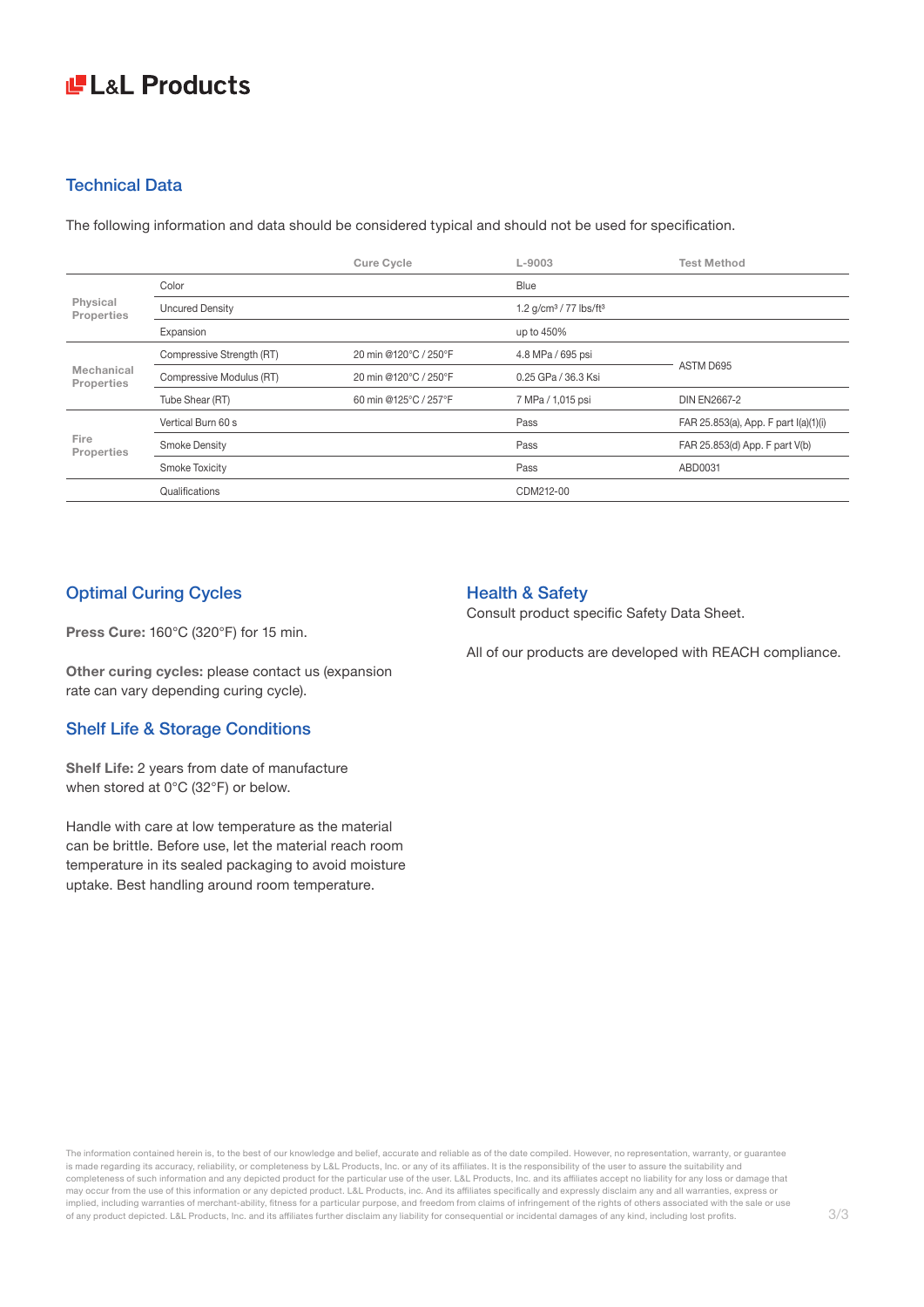## Technical Data

The following information and data should be considered typical and should not be used for specification.

| | | Cure Cycle | L-9003 | Test Method |
|---|---|---|---|---|
| Physical Properties | Color | | Blue | |
| | Uncured Density | | 1.2 g/cm³ / 77 lbs/ft³ | |
| | Expansion | | up to 450% | |
| Mechanical Properties | Compressive Strength (RT) | 20 min @120°C / 250°F | 4.8 MPa / 695 psi | ASTM D695 |
| | Compressive Modulus (RT) | 20 min @120°C / 250°F | 0.25 GPa / 36.3 Ksi | ASTM D695 |
| | Tube Shear (RT) | 60 min @125°C / 257°F | 7 MPa / 1,015 psi | DIN EN2667-2 |
| Fire Properties | Vertical Burn 60 s | | Pass | FAR 25.853(a), App. F part I(a)(1)(i) |
| | Smoke Density | | Pass | FAR 25.853(d) App. F part V(b) |
| | Smoke Toxicity | | Pass | ABD0031 |
| | Qualifications | | CDM212-00 | |

## Optimal Curing Cycles

**Press Cure:** 160°C (320°F) for 15 min.

**Other curing cycles:** please contact us (expansion rate can vary depending curing cycle).

## Shelf Life & Storage Conditions

**Shelf Life:** 2 years from date of manufacture when stored at 0°C (32°F) or below.

Handle with care at low temperature as the material can be brittle. Before use, let the material reach room temperature in its sealed packaging to avoid moisture uptake. Best handling around room temperature.

## Health & Safety

Consult product specific Safety Data Sheet.

All of our products are developed with REACH compliance.

The information contained herein is, to the best of our knowledge and belief, accurate and reliable as of the date compiled. However, no representation, warranty, or guarantee is made regarding its accuracy, reliability, or completeness by L&L Products, Inc. or any of its affiliates. It is the responsibility of the user to assure the suitability and completeness of such information and any depicted product for the particular use of the user. L&L Products, Inc. and its affiliates accept no liability for any loss or damage that may occur from the use of this information or any depicted product. L&L Products, inc. And its affiliates specifically and expressly disclaim any and all warranties, express or implied, including warranties of merchant-ability, fitness for a particular purpose, and freedom from claims of infringement of the rights of others associated with the sale or use of any product depicted. L&L Products, Inc. and its affiliates further disclaim any liability for consequential or incidental damages of any kind, including lost profits.